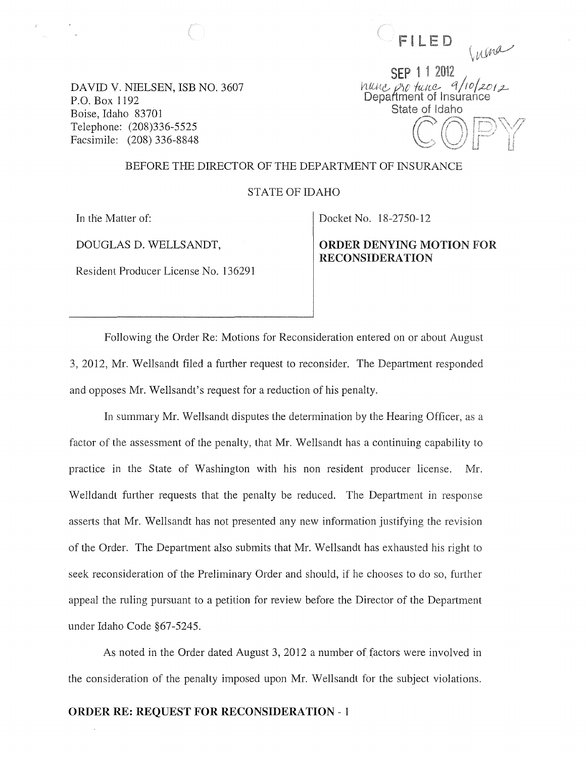FILED

SEP 1 1 2012

nunc pro tunc 9/10/2012

Department of Insurance
State of Idaho

COPY

DAVID V. NIELSEN, ISB NO. 3607
P.O. Box 1192
Boise, Idaho 83701
Telephone: (208)336-5525
Facsimile: (208) 336-8848

BEFORE THE DIRECTOR OF THE DEPARTMENT OF INSURANCE

STATE OF IDAHO

In the Matter of:

DOUGLAS D. WELLSANDT,

Resident Producer License No. 136291

Docket No. 18-2750-12

**ORDER DENYING MOTION FOR RECONSIDERATION**

Following the Order Re: Motions for Reconsideration entered on or about August 3, 2012, Mr. Wellsandt filed a further request to reconsider. The Department responded and opposes Mr. Wellsandt's request for a reduction of his penalty.

In summary Mr. Wellsandt disputes the determination by the Hearing Officer, as a factor of the assessment of the penalty, that Mr. Wellsandt has a continuing capability to practice in the State of Washington with his non resident producer license. Mr. Welldandt further requests that the penalty be reduced. The Department in response asserts that Mr. Wellsandt has not presented any new information justifying the revision of the Order. The Department also submits that Mr. Wellsandt has exhausted his right to seek reconsideration of the Preliminary Order and should, if he chooses to do so, further appeal the ruling pursuant to a petition for review before the Director of the Department under Idaho Code §67-5245.

As noted in the Order dated August 3, 2012 a number of factors were involved in the consideration of the penalty imposed upon Mr. Wellsandt for the subject violations.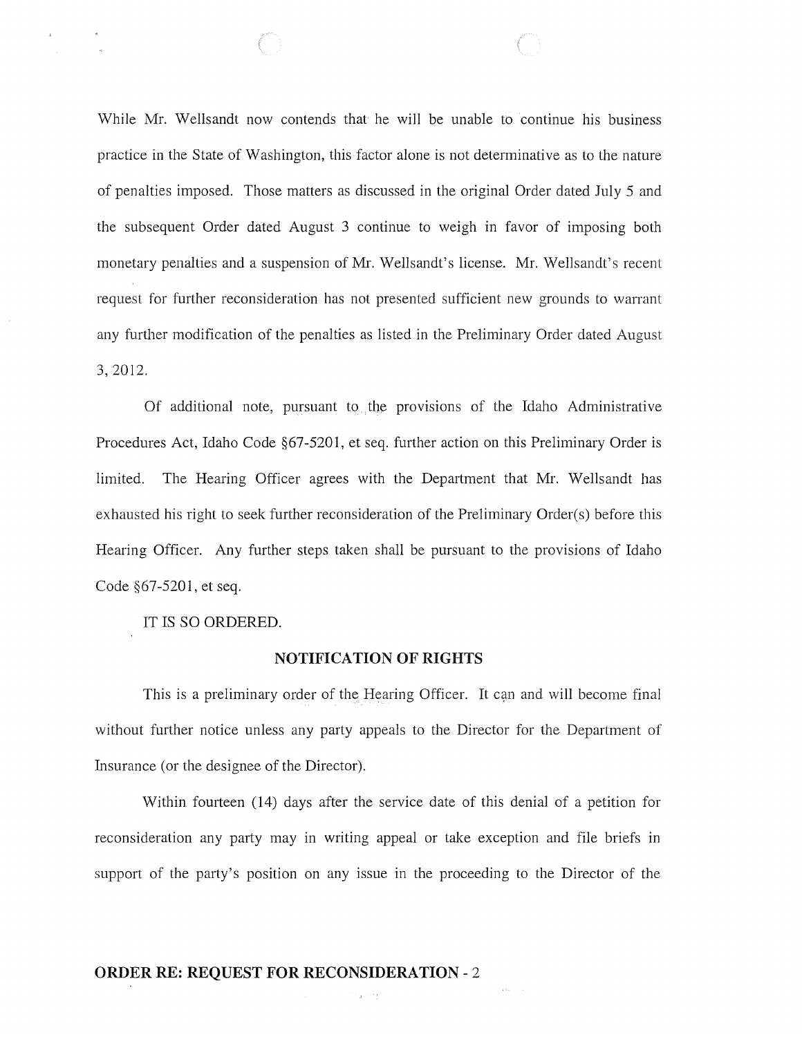While Mr. Wellsandt now contends that he will be unable to continue his business practice in the State of Washington, this factor alone is not determinative as to the nature of penalties imposed. Those matters as discussed in the original Order dated July 5 and the subsequent Order dated August 3 continue to weigh in favor of imposing both monetary penalties and a suspension of Mr. Wellsandt's license. Mr. Wellsandt's recent request for further reconsideration has not presented sufficient new grounds to warrant any further modification of the penalties as listed in the Preliminary Order dated August 3, 2012.

Of additional note, pursuant to the provisions of the Idaho Administrative Procedures Act, Idaho Code §67-5201, et seq. further action on this Preliminary Order is limited. The Hearing Officer agrees with the Department that Mr. Wellsandt has exhausted his right to seek further reconsideration of the Preliminary Order(s) before this Hearing Officer. Any further steps taken shall be pursuant to the provisions of Idaho Code §67-5201, et seq.

IT IS SO ORDERED.

## NOTIFICATION OF RIGHTS

This is a preliminary order of the Hearing Officer. It can and will become final without further notice unless any party appeals to the Director for the Department of Insurance (or the designee of the Director).

Within fourteen (14) days after the service date of this denial of a petition for reconsideration any party may in writing appeal or take exception and file briefs in support of the party's position on any issue in the proceeding to the Director of the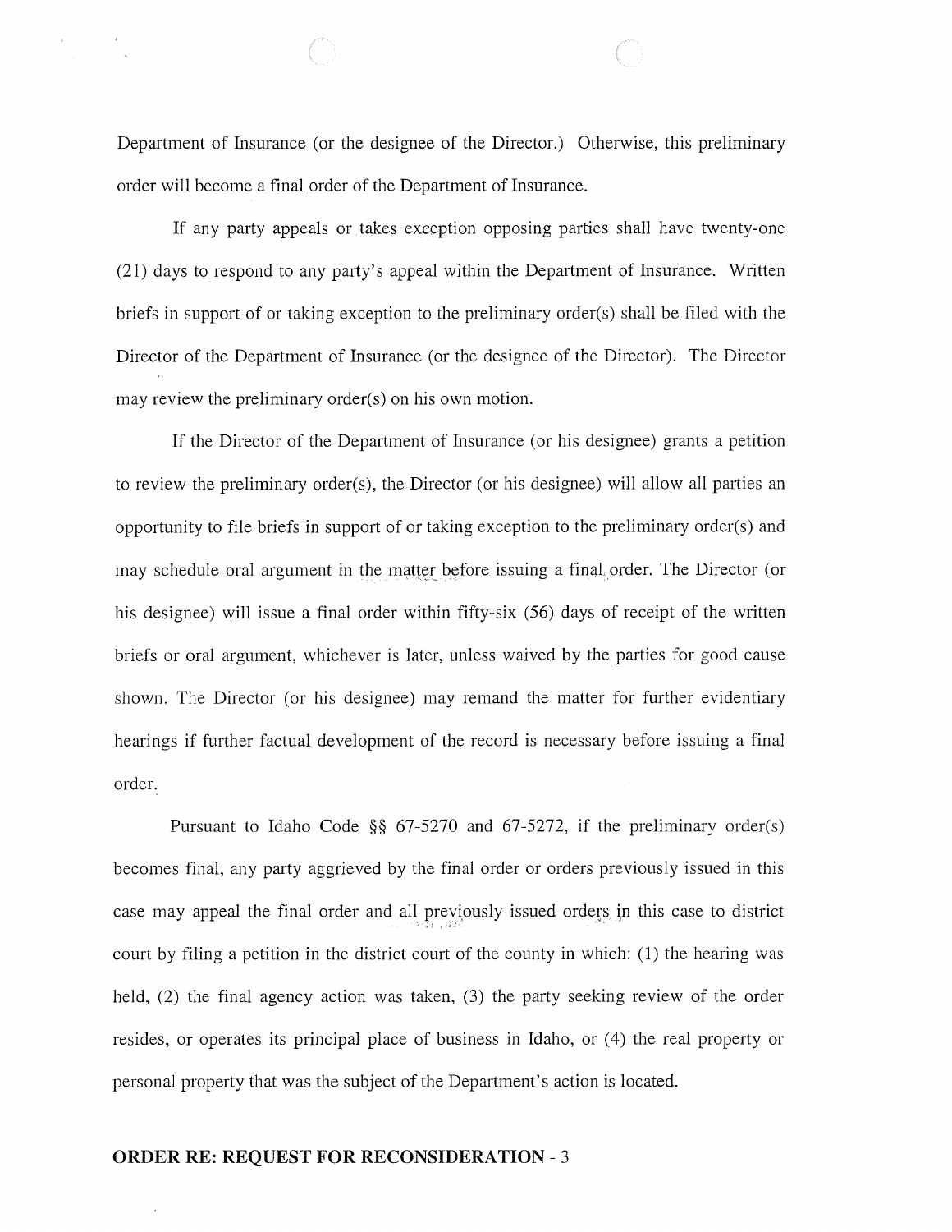Department of Insurance (or the designee of the Director.) Otherwise, this preliminary order will become a final order of the Department of Insurance.

If any party appeals or takes exception opposing parties shall have twenty-one (21) days to respond to any party's appeal within the Department of Insurance. Written briefs in support of or taking exception to the preliminary order(s) shall be filed with the Director of the Department of Insurance (or the designee of the Director). The Director may review the preliminary order(s) on his own motion.

If the Director of the Department of Insurance (or his designee) grants a petition to review the preliminary order(s), the Director (or his designee) will allow all parties an opportunity to file briefs in support of or taking exception to the preliminary order(s) and may schedule oral argument in the matter before issuing a final order. The Director (or his designee) will issue a final order within fifty-six (56) days of receipt of the written briefs or oral argument, whichever is later, unless waived by the parties for good cause shown. The Director (or his designee) may remand the matter for further evidentiary hearings if further factual development of the record is necessary before issuing a final order.

Pursuant to Idaho Code §§ 67-5270 and 67-5272, if the preliminary order(s) becomes final, any party aggrieved by the final order or orders previously issued in this case may appeal the final order and all previously issued orders in this case to district court by filing a petition in the district court of the county in which: (1) the hearing was held, (2) the final agency action was taken, (3) the party seeking review of the order resides, or operates its principal place of business in Idaho, or (4) the real property or personal property that was the subject of the Department's action is located.

**ORDER RE: REQUEST FOR RECONSIDERATION** - 3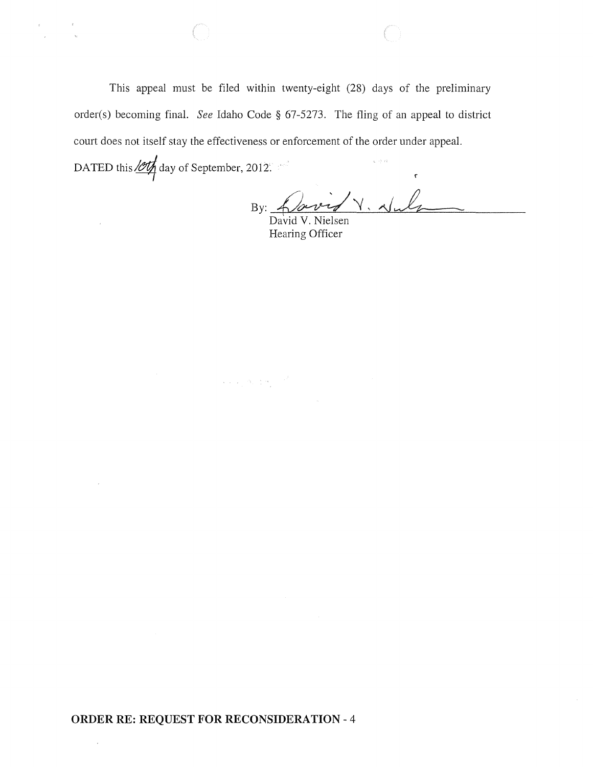This appeal must be filed within twenty-eight (28) days of the preliminary order(s) becoming final. *See* Idaho Code § 67-5273. The fling of an appeal to district court does not itself stay the effectiveness or enforcement of the order under appeal.

DATED this 10th day of September, 2012.

By: \_\_\_\_\_\_\_\_\_\_\_\_\_\_\_\_\_\_\_\_\_\_\_\_\_\_\_\_
David V. Nielsen
Hearing Officer

**ORDER RE: REQUEST FOR RECONSIDERATION** - 4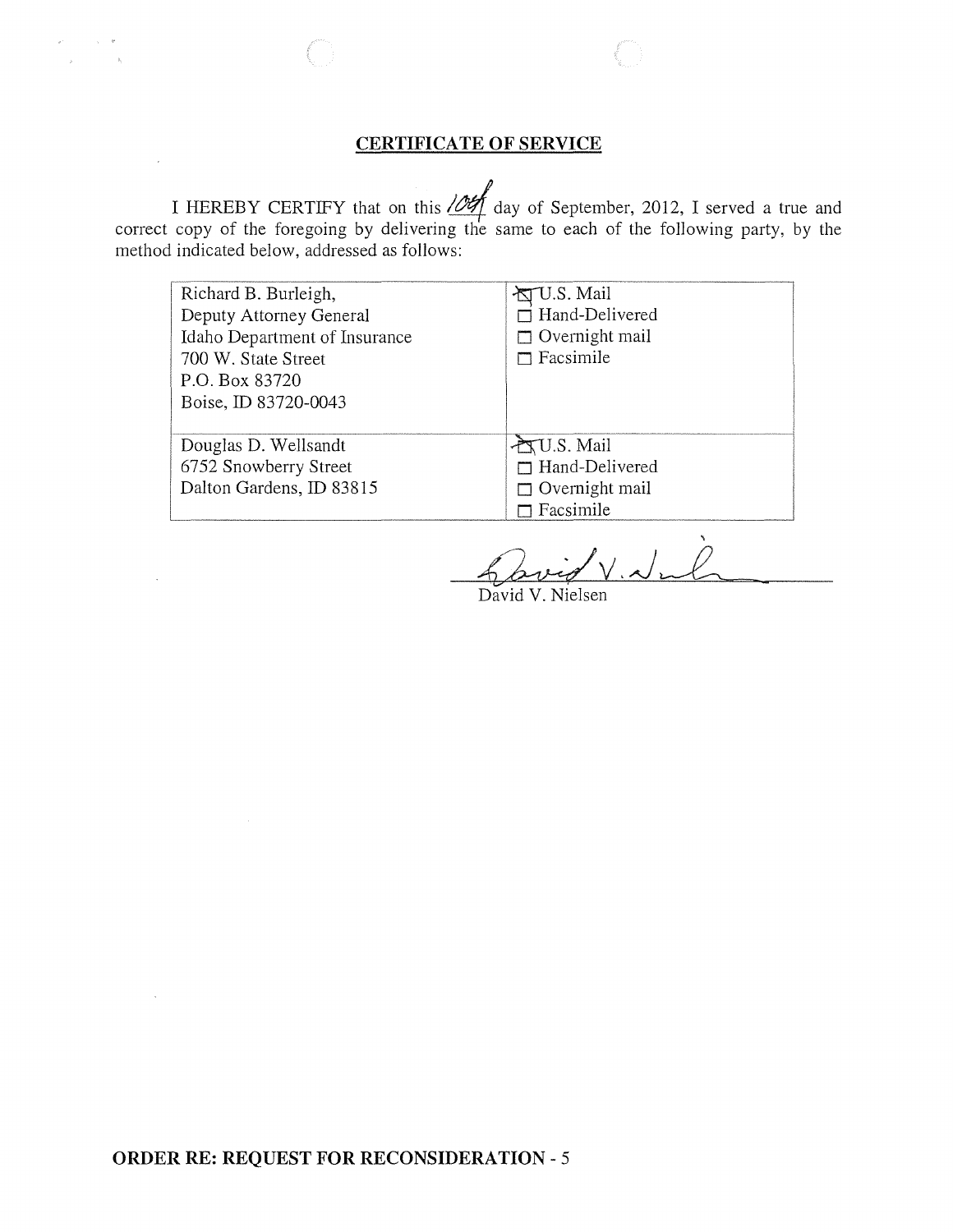## CERTIFICATE OF SERVICE

I HEREBY CERTIFY that on this 10th day of September, 2012, I served a true and correct copy of the foregoing by delivering the same to each of the following party, by the method indicated below, addressed as follows:

| | |
|---|---|
| Richard B. Burleigh,<br>Deputy Attorney General<br>Idaho Department of Insurance<br>700 W. State Street<br>P.O. Box 83720<br>Boise, ID 83720-0043 | ☒ U.S. Mail<br>☐ Hand-Delivered<br>☐ Overnight mail<br>☐ Facsimile |
| Douglas D. Wellsandt<br>6752 Snowberry Street<br>Dalton Gardens, ID 83815 | ☒ U.S. Mail<br>☐ Hand-Delivered<br>☐ Overnight mail<br>☐ Facsimile |

David V. Nielsen

**ORDER RE: REQUEST FOR RECONSIDERATION - 5**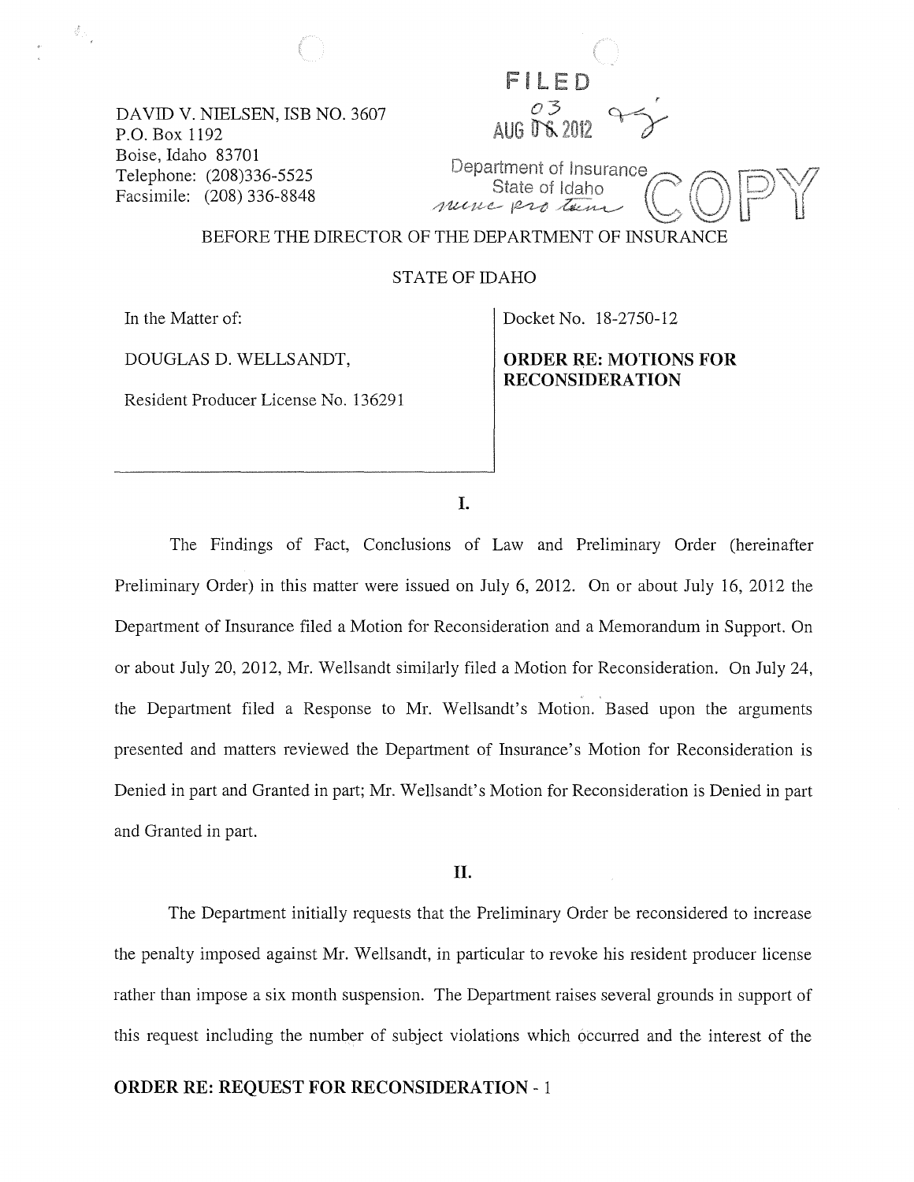DAVID V. NIELSEN, ISB NO. 3607
P.O. Box 1192
Boise, Idaho 83701
Telephone: (208)336-5525
Facsimile: (208) 336-8848

FILED
03
AUG 06 2012
Department of Insurance
State of Idaho
nunc pro tunc

COPY

BEFORE THE DIRECTOR OF THE DEPARTMENT OF INSURANCE

STATE OF IDAHO

| In the Matter of: DOUGLAS D. WELLSANDT, Resident Producer License No. 136291 | Docket No. 18-2750-12 **ORDER RE: MOTIONS FOR RECONSIDERATION** |
|---|---|

**I.**

The Findings of Fact, Conclusions of Law and Preliminary Order (hereinafter Preliminary Order) in this matter were issued on July 6, 2012. On or about July 16, 2012 the Department of Insurance filed a Motion for Reconsideration and a Memorandum in Support. On or about July 20, 2012, Mr. Wellsandt similarly filed a Motion for Reconsideration. On July 24, the Department filed a Response to Mr. Wellsandt's Motion. Based upon the arguments presented and matters reviewed the Department of Insurance's Motion for Reconsideration is Denied in part and Granted in part; Mr. Wellsandt's Motion for Reconsideration is Denied in part and Granted in part.

**II.**

The Department initially requests that the Preliminary Order be reconsidered to increase the penalty imposed against Mr. Wellsandt, in particular to revoke his resident producer license rather than impose a six month suspension. The Department raises several grounds in support of this request including the number of subject violations which occurred and the interest of the

**ORDER RE: REQUEST FOR RECONSIDERATION** - 1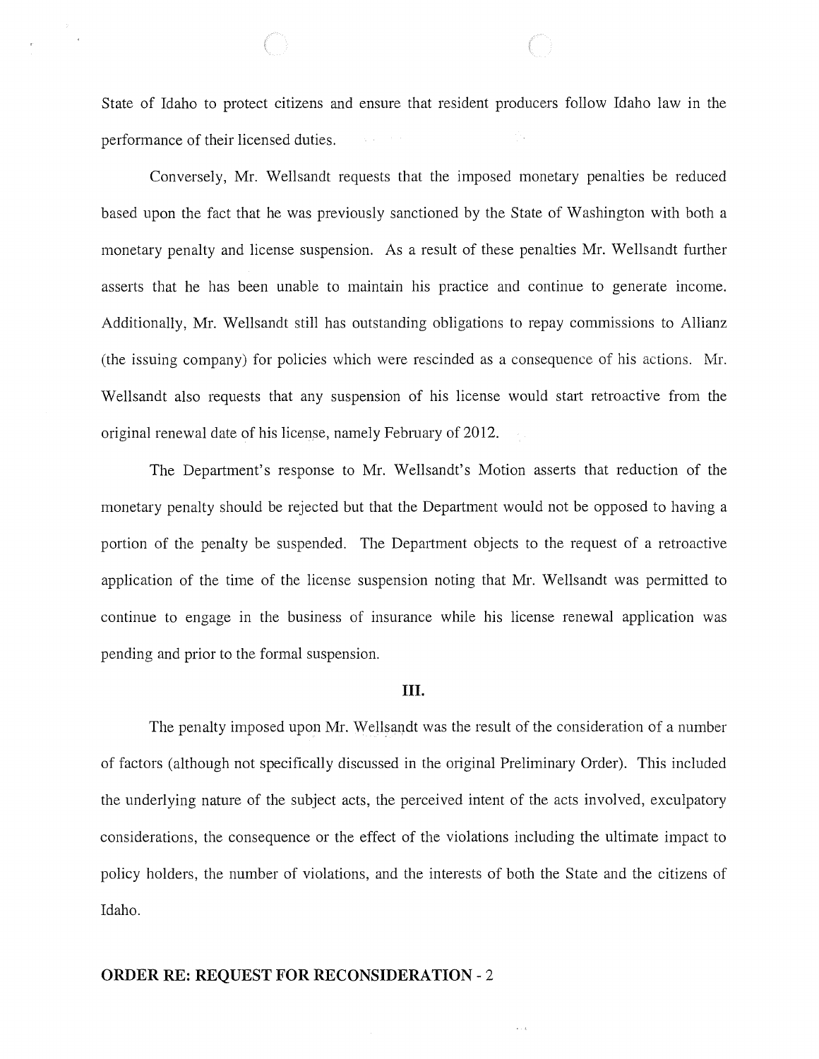State of Idaho to protect citizens and ensure that resident producers follow Idaho law in the performance of their licensed duties.

Conversely, Mr. Wellsandt requests that the imposed monetary penalties be reduced based upon the fact that he was previously sanctioned by the State of Washington with both a monetary penalty and license suspension. As a result of these penalties Mr. Wellsandt further asserts that he has been unable to maintain his practice and continue to generate income. Additionally, Mr. Wellsandt still has outstanding obligations to repay commissions to Allianz (the issuing company) for policies which were rescinded as a consequence of his actions. Mr. Wellsandt also requests that any suspension of his license would start retroactive from the original renewal date of his license, namely February of 2012.

The Department's response to Mr. Wellsandt's Motion asserts that reduction of the monetary penalty should be rejected but that the Department would not be opposed to having a portion of the penalty be suspended. The Department objects to the request of a retroactive application of the time of the license suspension noting that Mr. Wellsandt was permitted to continue to engage in the business of insurance while his license renewal application was pending and prior to the formal suspension.

## III.

The penalty imposed upon Mr. Wellsandt was the result of the consideration of a number of factors (although not specifically discussed in the original Preliminary Order). This included the underlying nature of the subject acts, the perceived intent of the acts involved, exculpatory considerations, the consequence or the effect of the violations including the ultimate impact to policy holders, the number of violations, and the interests of both the State and the citizens of Idaho.

**ORDER RE: REQUEST FOR RECONSIDERATION - 2**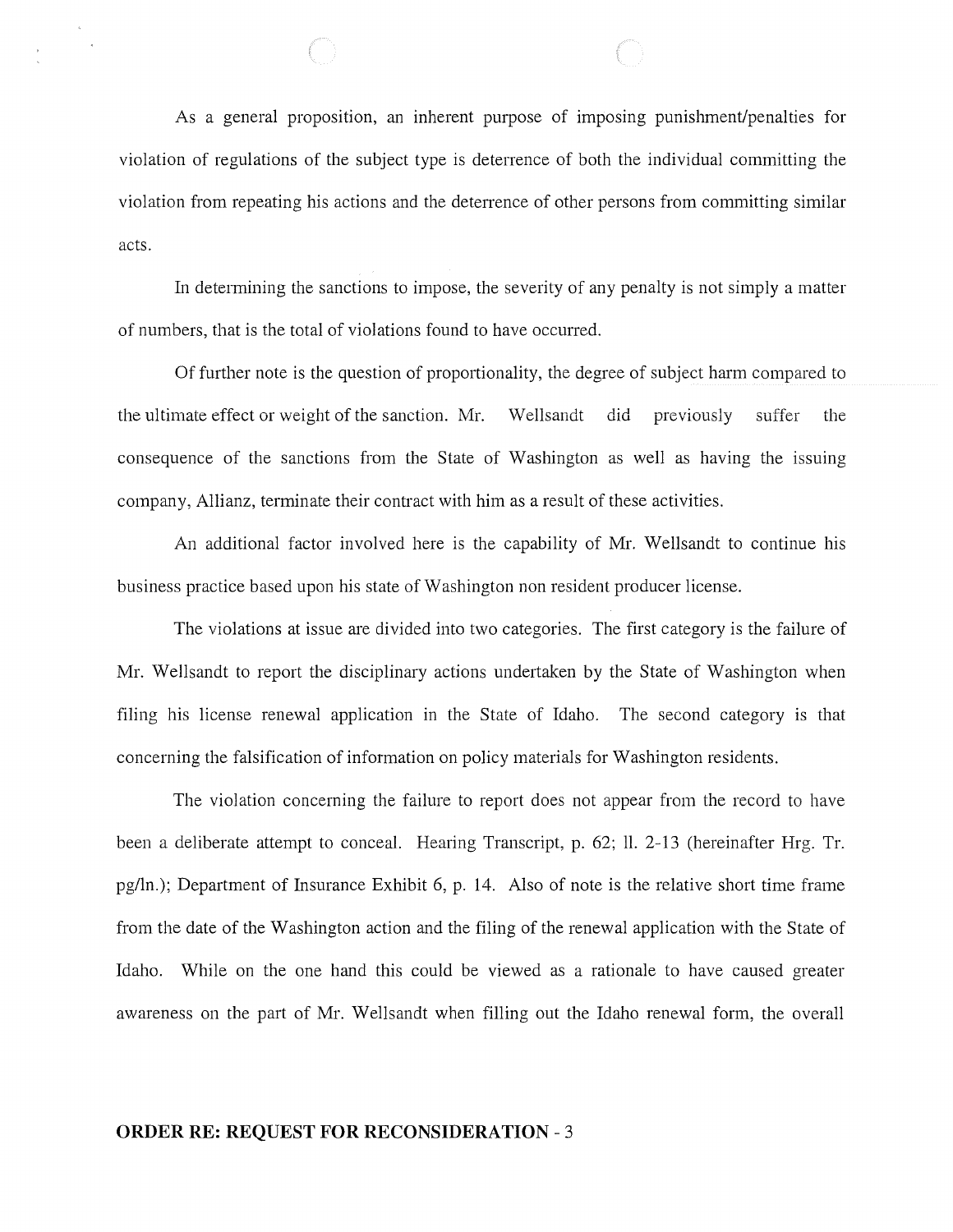As a general proposition, an inherent purpose of imposing punishment/penalties for violation of regulations of the subject type is deterrence of both the individual committing the violation from repeating his actions and the deterrence of other persons from committing similar acts.

In determining the sanctions to impose, the severity of any penalty is not simply a matter of numbers, that is the total of violations found to have occurred.

Of further note is the question of proportionality, the degree of subject harm compared to the ultimate effect or weight of the sanction. Mr. Wellsandt did previously suffer the consequence of the sanctions from the State of Washington as well as having the issuing company, Allianz, terminate their contract with him as a result of these activities.

An additional factor involved here is the capability of Mr. Wellsandt to continue his business practice based upon his state of Washington non resident producer license.

The violations at issue are divided into two categories. The first category is the failure of Mr. Wellsandt to report the disciplinary actions undertaken by the State of Washington when filing his license renewal application in the State of Idaho. The second category is that concerning the falsification of information on policy materials for Washington residents.

The violation concerning the failure to report does not appear from the record to have been a deliberate attempt to conceal. Hearing Transcript, p. 62; ll. 2-13 (hereinafter Hrg. Tr. pg/ln.); Department of Insurance Exhibit 6, p. 14. Also of note is the relative short time frame from the date of the Washington action and the filing of the renewal application with the State of Idaho. While on the one hand this could be viewed as a rationale to have caused greater awareness on the part of Mr. Wellsandt when filling out the Idaho renewal form, the overall

**ORDER RE: REQUEST FOR RECONSIDERATION** - 3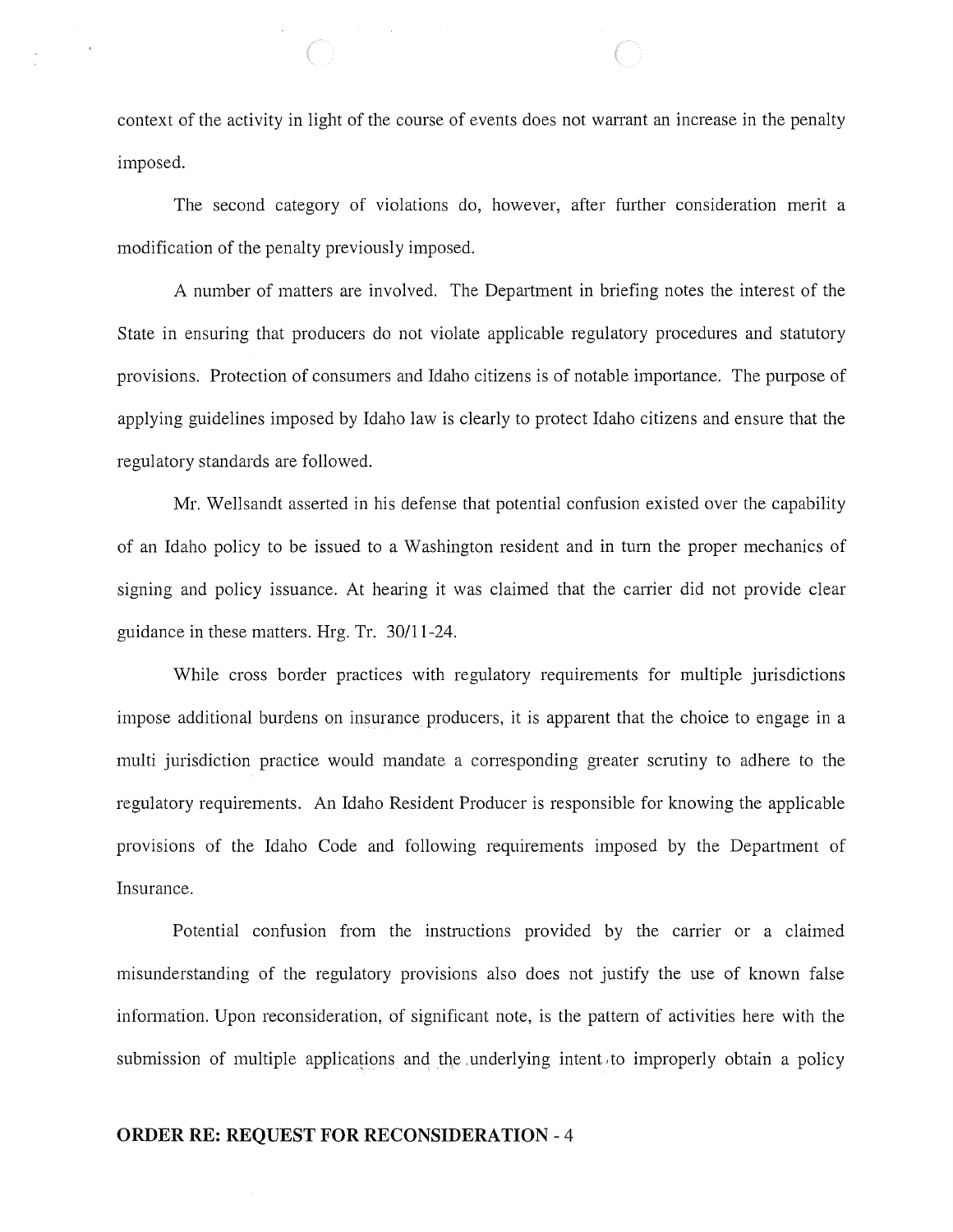context of the activity in light of the course of events does not warrant an increase in the penalty imposed.

The second category of violations do, however, after further consideration merit a modification of the penalty previously imposed.

A number of matters are involved. The Department in briefing notes the interest of the State in ensuring that producers do not violate applicable regulatory procedures and statutory provisions. Protection of consumers and Idaho citizens is of notable importance. The purpose of applying guidelines imposed by Idaho law is clearly to protect Idaho citizens and ensure that the regulatory standards are followed.

Mr. Wellsandt asserted in his defense that potential confusion existed over the capability of an Idaho policy to be issued to a Washington resident and in turn the proper mechanics of signing and policy issuance. At hearing it was claimed that the carrier did not provide clear guidance in these matters. Hrg. Tr. 30/11-24.

While cross border practices with regulatory requirements for multiple jurisdictions impose additional burdens on insurance producers, it is apparent that the choice to engage in a multi jurisdiction practice would mandate a corresponding greater scrutiny to adhere to the regulatory requirements. An Idaho Resident Producer is responsible for knowing the applicable provisions of the Idaho Code and following requirements imposed by the Department of Insurance.

Potential confusion from the instructions provided by the carrier or a claimed misunderstanding of the regulatory provisions also does not justify the use of known false information. Upon reconsideration, of significant note, is the pattern of activities here with the submission of multiple applications and the underlying intent to improperly obtain a policy

**ORDER RE: REQUEST FOR RECONSIDERATION** - 4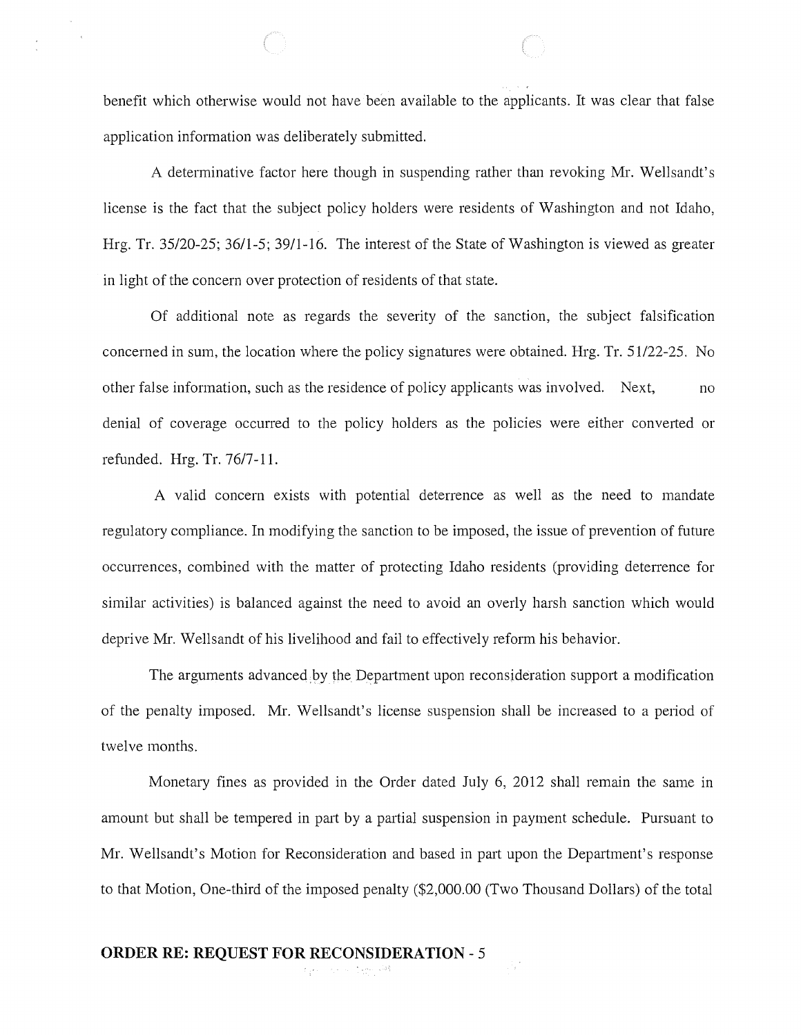benefit which otherwise would not have been available to the applicants. It was clear that false application information was deliberately submitted.

A determinative factor here though in suspending rather than revoking Mr. Wellsandt's license is the fact that the subject policy holders were residents of Washington and not Idaho, Hrg. Tr. 35/20-25; 36/1-5; 39/1-16. The interest of the State of Washington is viewed as greater in light of the concern over protection of residents of that state.

Of additional note as regards the severity of the sanction, the subject falsification concerned in sum, the location where the policy signatures were obtained. Hrg. Tr. 51/22-25. No other false information, such as the residence of policy applicants was involved. Next, no denial of coverage occurred to the policy holders as the policies were either converted or refunded. Hrg. Tr. 76/7-11.

A valid concern exists with potential deterrence as well as the need to mandate regulatory compliance. In modifying the sanction to be imposed, the issue of prevention of future occurrences, combined with the matter of protecting Idaho residents (providing deterrence for similar activities) is balanced against the need to avoid an overly harsh sanction which would deprive Mr. Wellsandt of his livelihood and fail to effectively reform his behavior.

The arguments advanced by the Department upon reconsideration support a modification of the penalty imposed. Mr. Wellsandt's license suspension shall be increased to a period of twelve months.

Monetary fines as provided in the Order dated July 6, 2012 shall remain the same in amount but shall be tempered in part by a partial suspension in payment schedule. Pursuant to Mr. Wellsandt's Motion for Reconsideration and based in part upon the Department's response to that Motion, One-third of the imposed penalty ($2,000.00 (Two Thousand Dollars) of the total

**ORDER RE: REQUEST FOR RECONSIDERATION - 5**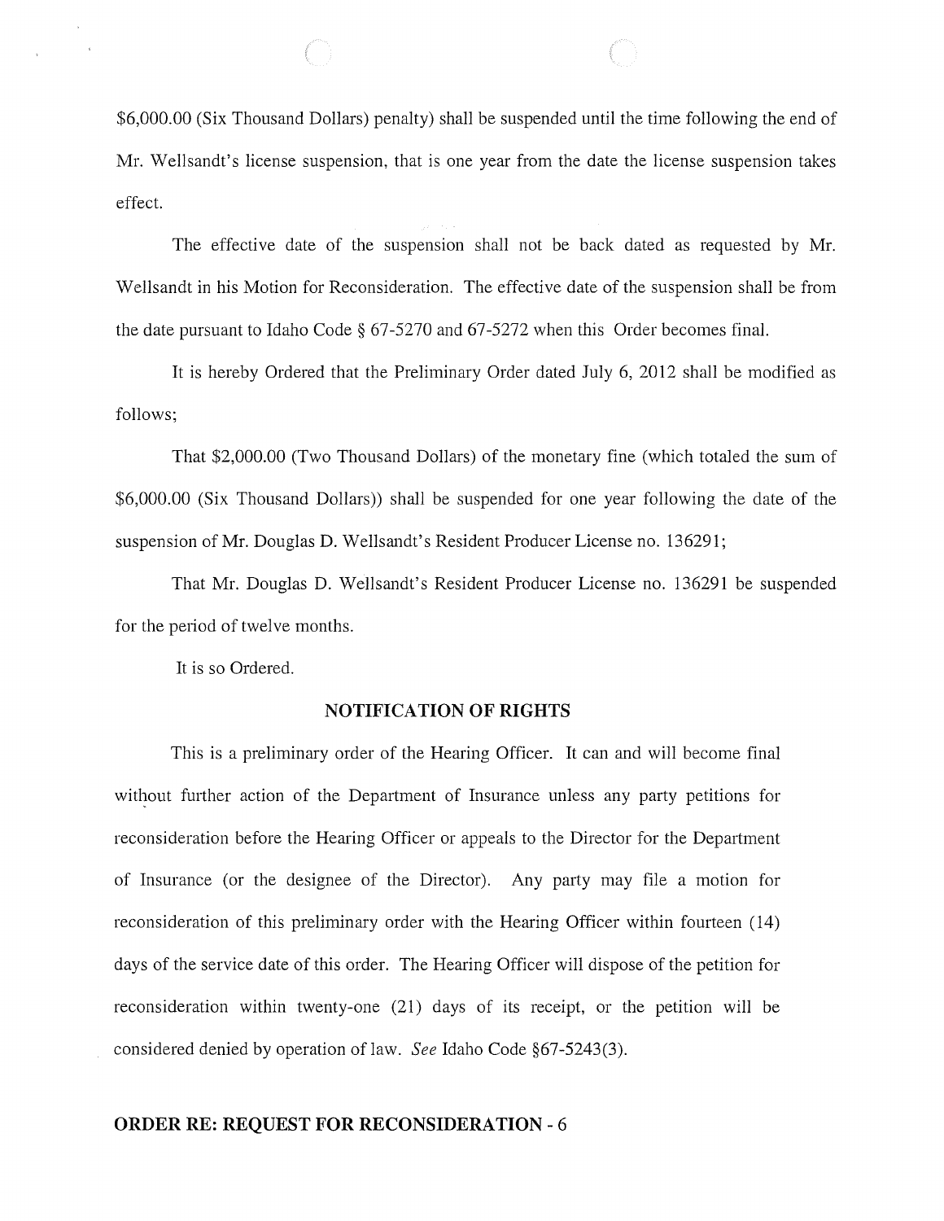$6,000.00 (Six Thousand Dollars) penalty) shall be suspended until the time following the end of Mr. Wellsandt's license suspension, that is one year from the date the license suspension takes effect.

The effective date of the suspension shall not be back dated as requested by Mr. Wellsandt in his Motion for Reconsideration. The effective date of the suspension shall be from the date pursuant to Idaho Code § 67-5270 and 67-5272 when this Order becomes final.

It is hereby Ordered that the Preliminary Order dated July 6, 2012 shall be modified as follows;

That $2,000.00 (Two Thousand Dollars) of the monetary fine (which totaled the sum of $6,000.00 (Six Thousand Dollars)) shall be suspended for one year following the date of the suspension of Mr. Douglas D. Wellsandt's Resident Producer License no. 136291;

That Mr. Douglas D. Wellsandt's Resident Producer License no. 136291 be suspended for the period of twelve months.

It is so Ordered.

## NOTIFICATION OF RIGHTS

This is a preliminary order of the Hearing Officer. It can and will become final without further action of the Department of Insurance unless any party petitions for reconsideration before the Hearing Officer or appeals to the Director for the Department of Insurance (or the designee of the Director). Any party may file a motion for reconsideration of this preliminary order with the Hearing Officer within fourteen (14) days of the service date of this order. The Hearing Officer will dispose of the petition for reconsideration within twenty-one (21) days of its receipt, or the petition will be considered denied by operation of law. *See* Idaho Code §67-5243(3).

**ORDER RE: REQUEST FOR RECONSIDERATION - 6**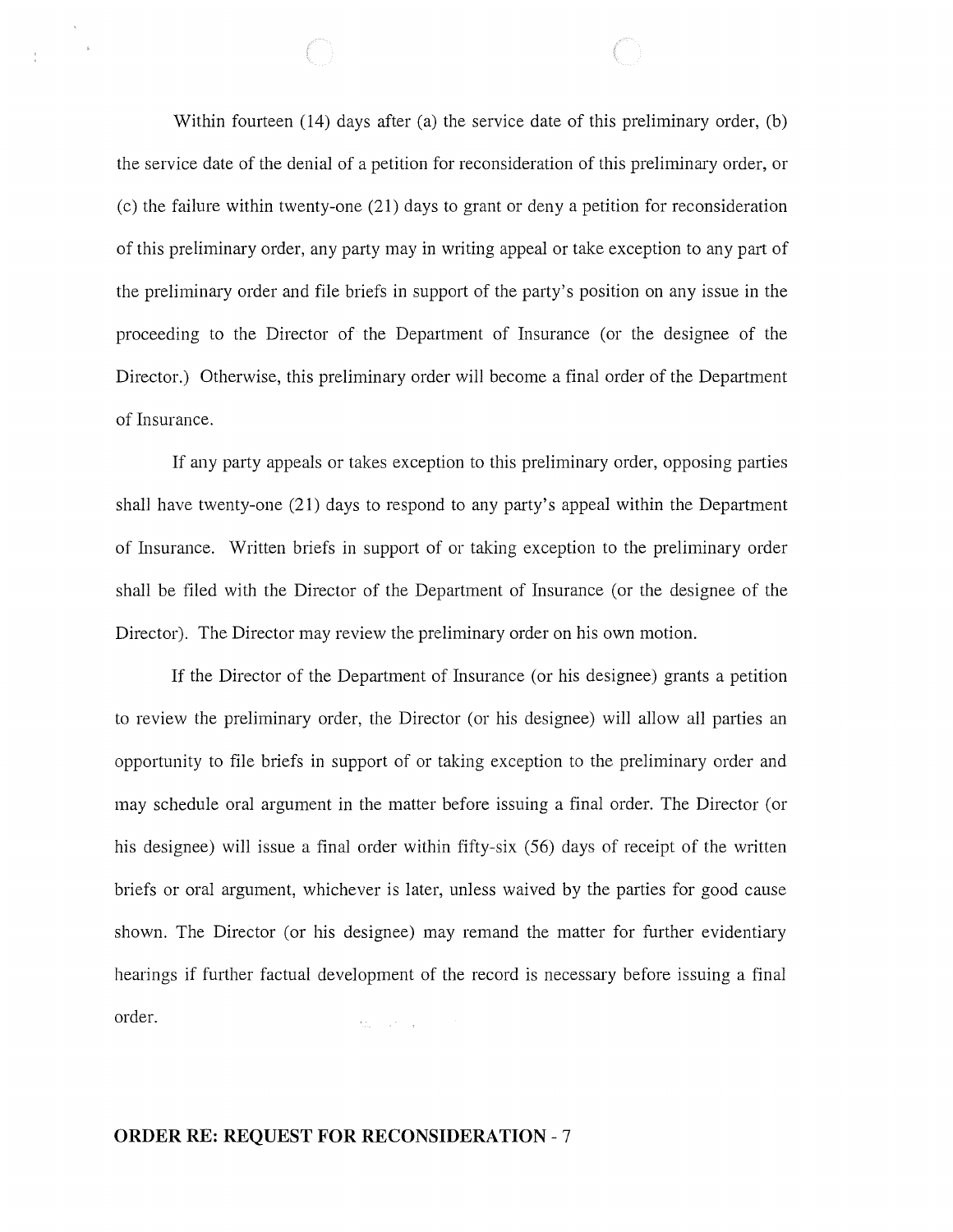Within fourteen (14) days after (a) the service date of this preliminary order, (b) the service date of the denial of a petition for reconsideration of this preliminary order, or (c) the failure within twenty-one (21) days to grant or deny a petition for reconsideration of this preliminary order, any party may in writing appeal or take exception to any part of the preliminary order and file briefs in support of the party's position on any issue in the proceeding to the Director of the Department of Insurance (or the designee of the Director.) Otherwise, this preliminary order will become a final order of the Department of Insurance.

If any party appeals or takes exception to this preliminary order, opposing parties shall have twenty-one (21) days to respond to any party's appeal within the Department of Insurance. Written briefs in support of or taking exception to the preliminary order shall be filed with the Director of the Department of Insurance (or the designee of the Director). The Director may review the preliminary order on his own motion.

If the Director of the Department of Insurance (or his designee) grants a petition to review the preliminary order, the Director (or his designee) will allow all parties an opportunity to file briefs in support of or taking exception to the preliminary order and may schedule oral argument in the matter before issuing a final order. The Director (or his designee) will issue a final order within fifty-six (56) days of receipt of the written briefs or oral argument, whichever is later, unless waived by the parties for good cause shown. The Director (or his designee) may remand the matter for further evidentiary hearings if further factual development of the record is necessary before issuing a final order.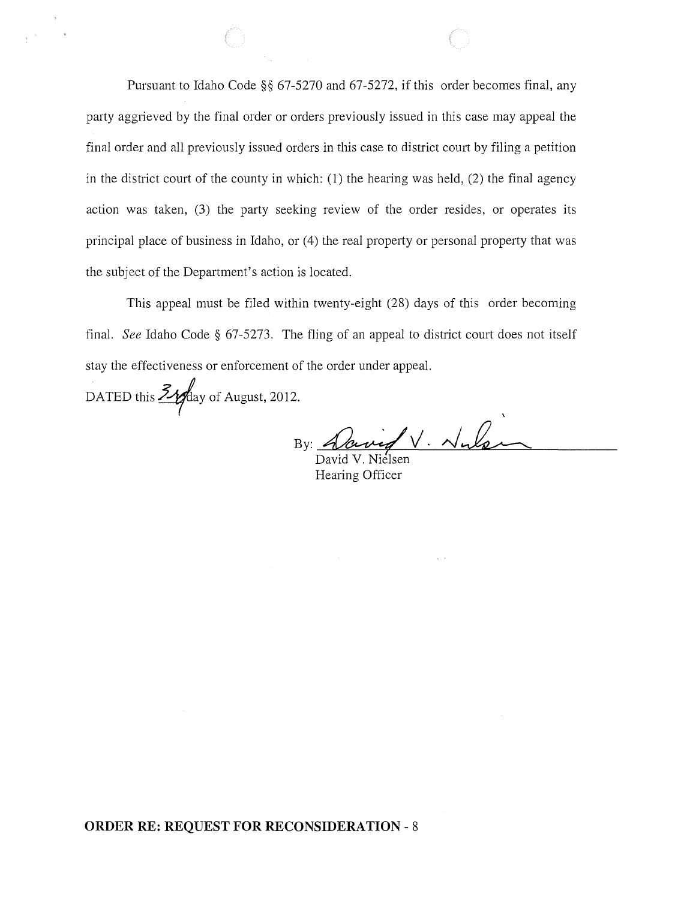Pursuant to Idaho Code §§ 67-5270 and 67-5272, if this order becomes final, any party aggrieved by the final order or orders previously issued in this case may appeal the final order and all previously issued orders in this case to district court by filing a petition in the district court of the county in which: (1) the hearing was held, (2) the final agency action was taken, (3) the party seeking review of the order resides, or operates its principal place of business in Idaho, or (4) the real property or personal property that was the subject of the Department's action is located.

This appeal must be filed within twenty-eight (28) days of this order becoming final. *See* Idaho Code § 67-5273. The fling of an appeal to district court does not itself stay the effectiveness or enforcement of the order under appeal.

DATED this 3rd day of August, 2012.

By: David V. Nielsen
David V. Nielsen
Hearing Officer

**ORDER RE: REQUEST FOR RECONSIDERATION** - 8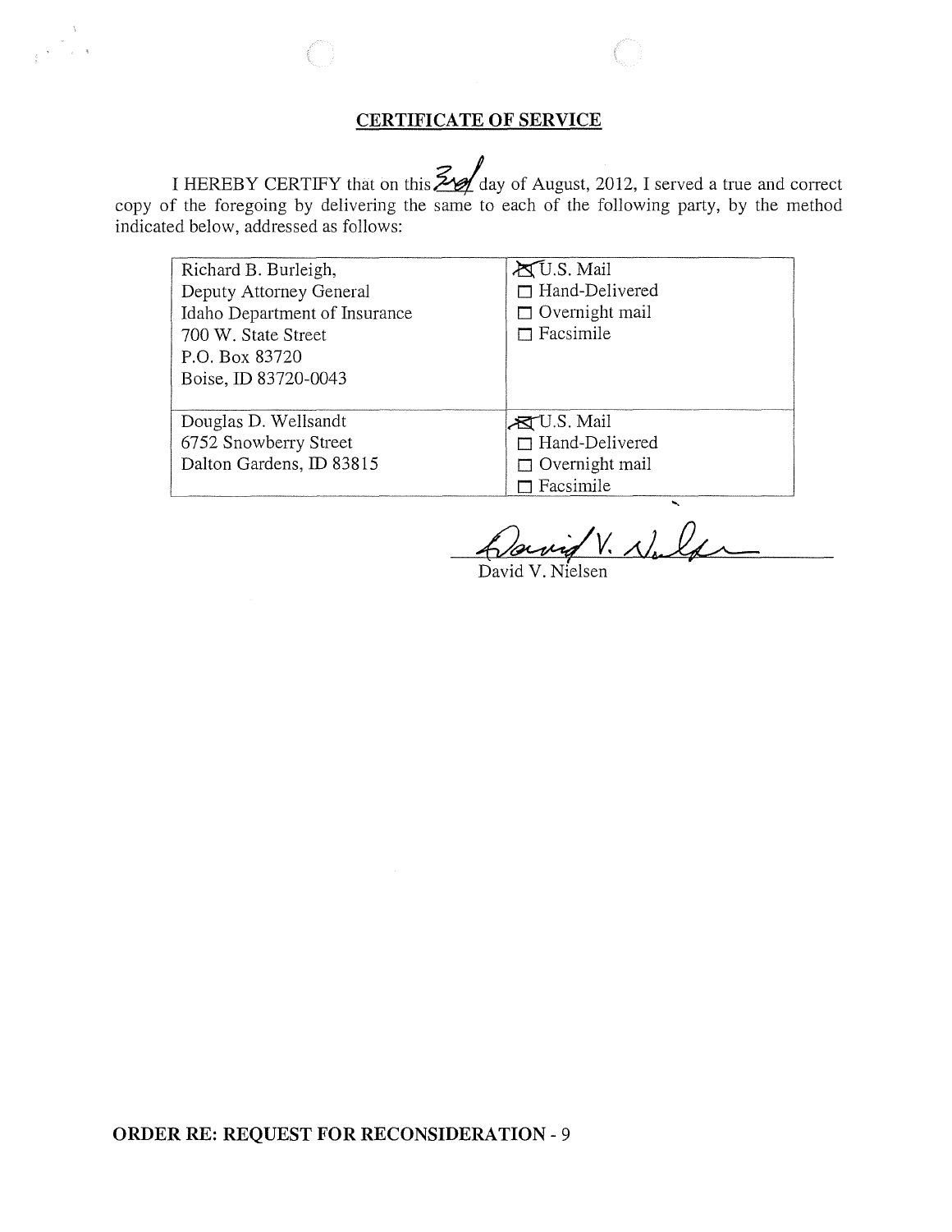## CERTIFICATE OF SERVICE

I HEREBY CERTIFY that on this 3rd day of August, 2012, I served a true and correct copy of the foregoing by delivering the same to each of the following party, by the method indicated below, addressed as follows:

| | |
|---|---|
| Richard B. Burleigh,<br>Deputy Attorney General<br>Idaho Department of Insurance<br>700 W. State Street<br>P.O. Box 83720<br>Boise, ID 83720-0043 | ☒ U.S. Mail<br>☐ Hand-Delivered<br>☐ Overnight mail<br>☐ Facsimile |
| Douglas D. Wellsandt<br>6752 Snowberry Street<br>Dalton Gardens, ID 83815 | ☒ U.S. Mail<br>☐ Hand-Delivered<br>☐ Overnight mail<br>☐ Facsimile |

David V. Nielsen

**ORDER RE: REQUEST FOR RECONSIDERATION - 9**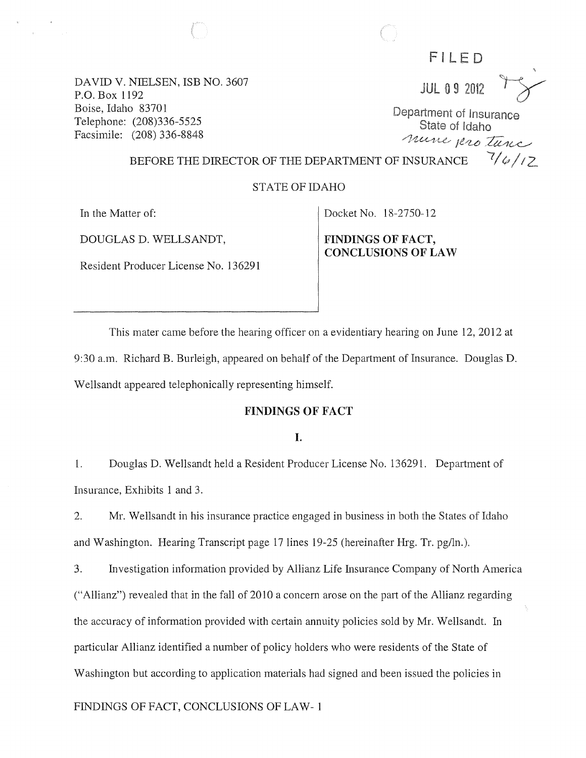DAVID V. NIELSEN, ISB NO. 3607
P.O. Box 1192
Boise, Idaho 83701
Telephone: (208)336-5525
Facsimile: (208) 336-8848

FILED
JUL 09 2012
Department of Insurance
State of Idaho
nunc pro tunc 7/6/12

BEFORE THE DIRECTOR OF THE DEPARTMENT OF INSURANCE

STATE OF IDAHO

| In the Matter of: DOUGLAS D. WELLSANDT, Resident Producer License No. 136291 | Docket No. 18-2750-12 **FINDINGS OF FACT, CONCLUSIONS OF LAW** |
|---|---|

This mater came before the hearing officer on a evidentiary hearing on June 12, 2012 at 9:30 a.m. Richard B. Burleigh, appeared on behalf of the Department of Insurance. Douglas D. Wellsandt appeared telephonically representing himself.

## FINDINGS OF FACT

### I.

1. Douglas D. Wellsandt held a Resident Producer License No. 136291. Department of Insurance, Exhibits 1 and 3.

2. Mr. Wellsandt in his insurance practice engaged in business in both the States of Idaho and Washington. Hearing Transcript page 17 lines 19-25 (hereinafter Hrg. Tr. pg/ln.).

3. Investigation information provided by Allianz Life Insurance Company of North America ("Allianz") revealed that in the fall of 2010 a concern arose on the part of the Allianz regarding the accuracy of information provided with certain annuity policies sold by Mr. Wellsandt. In particular Allianz identified a number of policy holders who were residents of the State of Washington but according to application materials had signed and been issued the policies in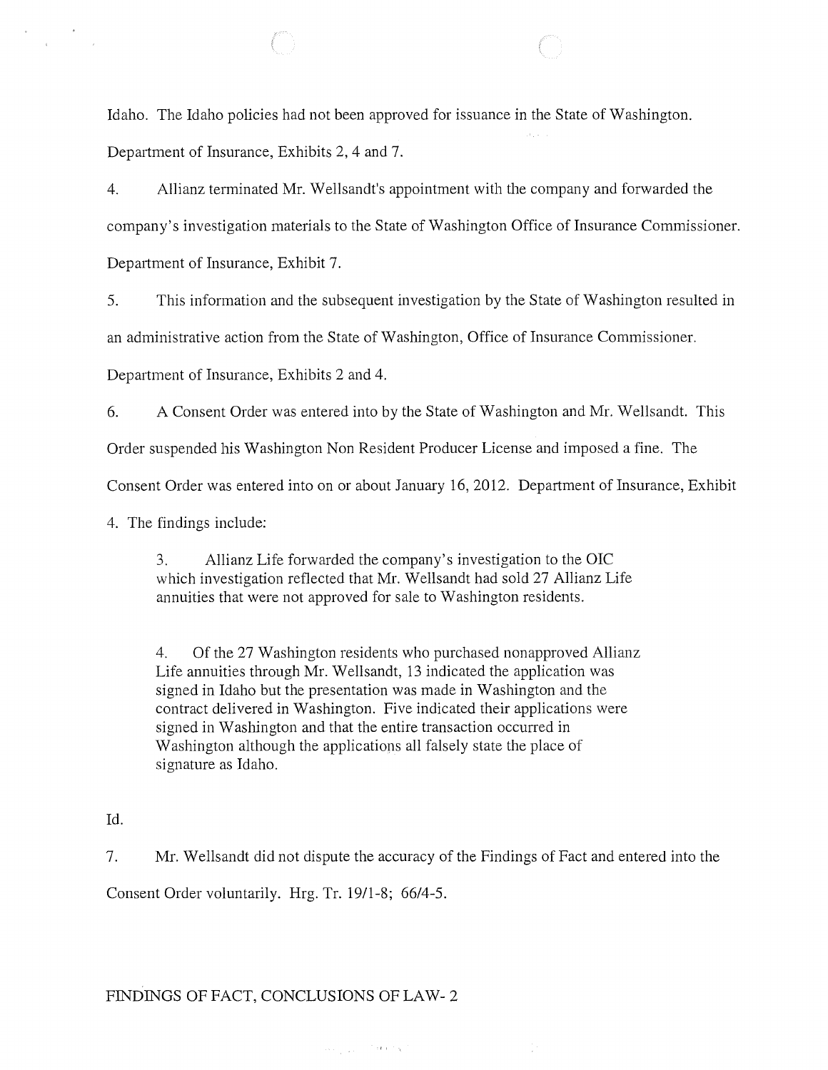Idaho. The Idaho policies had not been approved for issuance in the State of Washington. Department of Insurance, Exhibits 2, 4 and 7.

4. Allianz terminated Mr. Wellsandt's appointment with the company and forwarded the company's investigation materials to the State of Washington Office of Insurance Commissioner. Department of Insurance, Exhibit 7.

5. This information and the subsequent investigation by the State of Washington resulted in an administrative action from the State of Washington, Office of Insurance Commissioner. Department of Insurance, Exhibits 2 and 4.

6. A Consent Order was entered into by the State of Washington and Mr. Wellsandt. This Order suspended his Washington Non Resident Producer License and imposed a fine. The Consent Order was entered into on or about January 16, 2012. Department of Insurance, Exhibit 4. The findings include:

> 3. Allianz Life forwarded the company's investigation to the OIC which investigation reflected that Mr. Wellsandt had sold 27 Allianz Life annuities that were not approved for sale to Washington residents.
>
> 4. Of the 27 Washington residents who purchased nonapproved Allianz Life annuities through Mr. Wellsandt, 13 indicated the application was signed in Idaho but the presentation was made in Washington and the contract delivered in Washington. Five indicated their applications were signed in Washington and that the entire transaction occurred in Washington although the applications all falsely state the place of signature as Idaho.

Id.

7. Mr. Wellsandt did not dispute the accuracy of the Findings of Fact and entered into the Consent Order voluntarily. Hrg. Tr. 19/1-8; 66/4-5.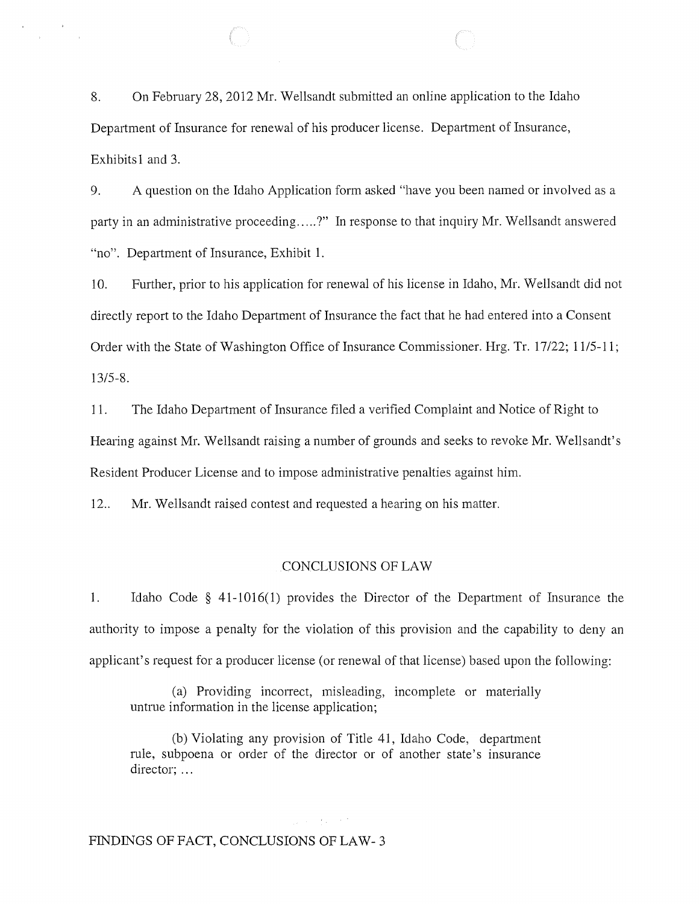8. On February 28, 2012 Mr. Wellsandt submitted an online application to the Idaho Department of Insurance for renewal of his producer license. Department of Insurance, Exhibits1 and 3.

9. A question on the Idaho Application form asked "have you been named or involved as a party in an administrative proceeding.....?" In response to that inquiry Mr. Wellsandt answered "no". Department of Insurance, Exhibit 1.

10. Further, prior to his application for renewal of his license in Idaho, Mr. Wellsandt did not directly report to the Idaho Department of Insurance the fact that he had entered into a Consent Order with the State of Washington Office of Insurance Commissioner. Hrg. Tr. 17/22; 11/5-11; 13/5-8.

11. The Idaho Department of Insurance filed a verified Complaint and Notice of Right to Hearing against Mr. Wellsandt raising a number of grounds and seeks to revoke Mr. Wellsandt's Resident Producer License and to impose administrative penalties against him.

12.. Mr. Wellsandt raised contest and requested a hearing on his matter.

## CONCLUSIONS OF LAW

1. Idaho Code § 41-1016(1) provides the Director of the Department of Insurance the authority to impose a penalty for the violation of this provision and the capability to deny an applicant's request for a producer license (or renewal of that license) based upon the following:

> (a) Providing incorrect, misleading, incomplete or materially untrue information in the license application;
>
> (b) Violating any provision of Title 41, Idaho Code, department rule, subpoena or order of the director or of another state's insurance director; ...

FINDINGS OF FACT, CONCLUSIONS OF LAW- 3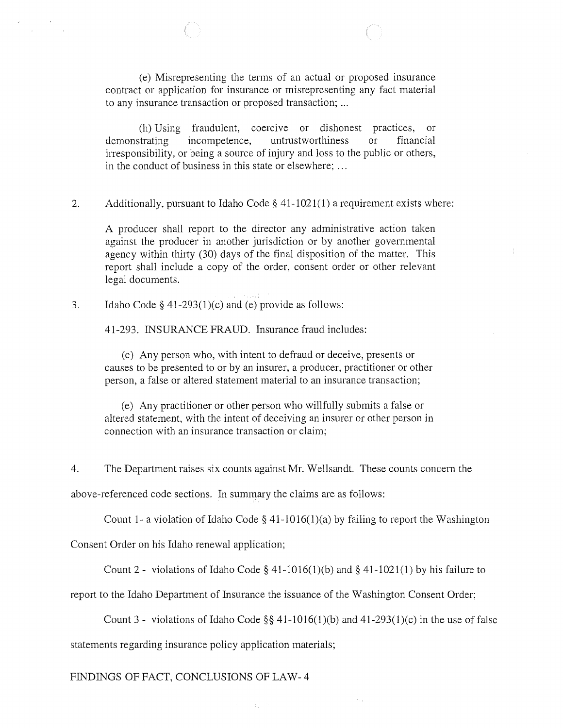(e) Misrepresenting the terms of an actual or proposed insurance contract or application for insurance or misrepresenting any fact material to any insurance transaction or proposed transaction; ...

(h) Using fraudulent, coercive or dishonest practices, or demonstrating incompetence, untrustworthiness or financial irresponsibility, or being a source of injury and loss to the public or others, in the conduct of business in this state or elsewhere; ...

2. Additionally, pursuant to Idaho Code § 41-1021(1) a requirement exists where:

> A producer shall report to the director any administrative action taken against the producer in another jurisdiction or by another governmental agency within thirty (30) days of the final disposition of the matter. This report shall include a copy of the order, consent order or other relevant legal documents.

3. Idaho Code § 41-293(1)(c) and (e) provide as follows:

41-293. INSURANCE FRAUD. Insurance fraud includes:

(c) Any person who, with intent to defraud or deceive, presents or causes to be presented to or by an insurer, a producer, practitioner or other person, a false or altered statement material to an insurance transaction;

(e) Any practitioner or other person who willfully submits a false or altered statement, with the intent of deceiving an insurer or other person in connection with an insurance transaction or claim;

4. The Department raises six counts against Mr. Wellsandt. These counts concern the above-referenced code sections. In summary the claims are as follows:

Count 1- a violation of Idaho Code § 41-1016(1)(a) by failing to report the Washington Consent Order on his Idaho renewal application;

Count 2 - violations of Idaho Code § 41-1016(1)(b) and § 41-1021(1) by his failure to report to the Idaho Department of Insurance the issuance of the Washington Consent Order;

Count 3 - violations of Idaho Code §§ 41-1016(1)(b) and 41-293(1)(c) in the use of false statements regarding insurance policy application materials;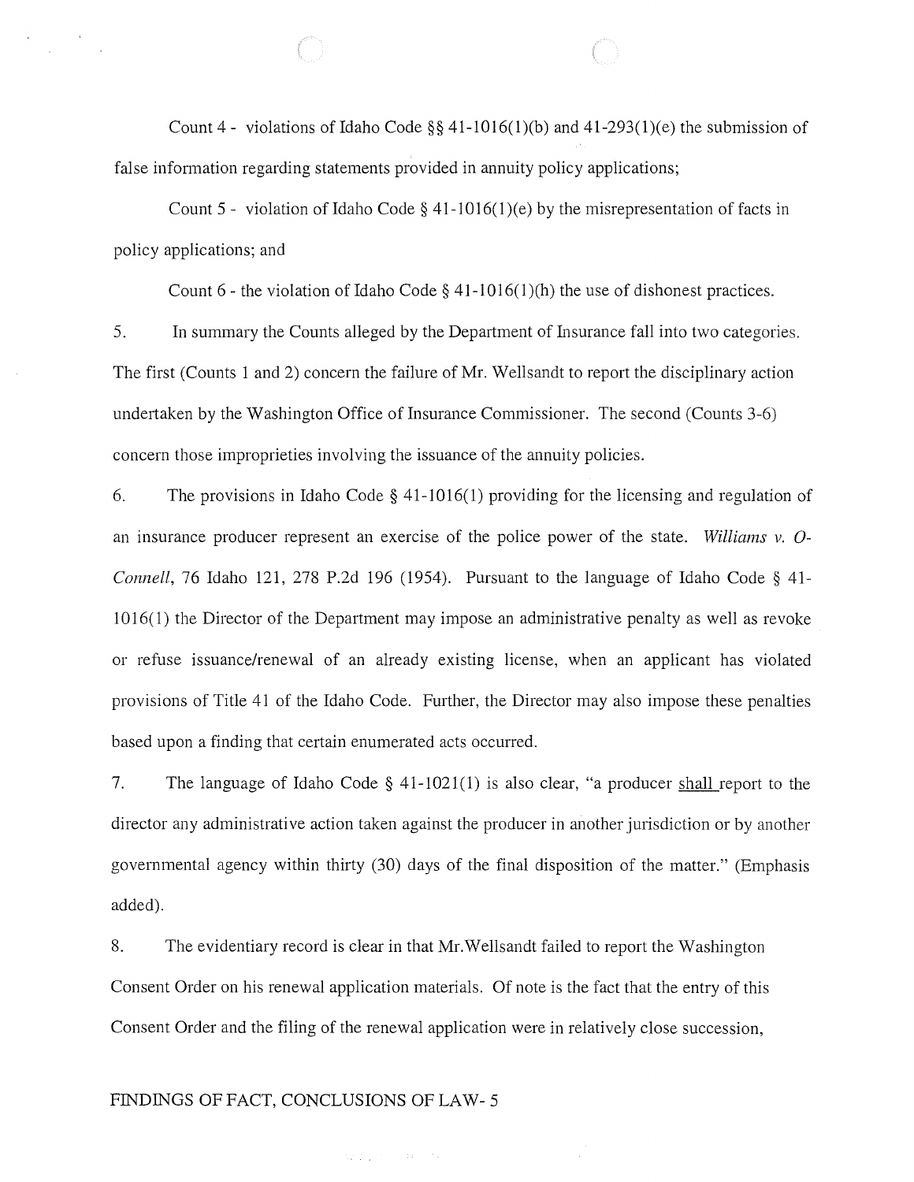Count 4 - violations of Idaho Code §§ 41-1016(1)(b) and 41-293(1)(e) the submission of false information regarding statements provided in annuity policy applications;

Count 5 - violation of Idaho Code § 41-1016(1)(e) by the misrepresentation of facts in policy applications; and

Count 6 - the violation of Idaho Code § 41-1016(1)(h) the use of dishonest practices.

5. In summary the Counts alleged by the Department of Insurance fall into two categories. The first (Counts 1 and 2) concern the failure of Mr. Wellsandt to report the disciplinary action undertaken by the Washington Office of Insurance Commissioner. The second (Counts 3-6) concern those improprieties involving the issuance of the annuity policies.

6. The provisions in Idaho Code § 41-1016(1) providing for the licensing and regulation of an insurance producer represent an exercise of the police power of the state. *Williams v. O-Connell*, 76 Idaho 121, 278 P.2d 196 (1954). Pursuant to the language of Idaho Code § 41-1016(1) the Director of the Department may impose an administrative penalty as well as revoke or refuse issuance/renewal of an already existing license, when an applicant has violated provisions of Title 41 of the Idaho Code. Further, the Director may also impose these penalties based upon a finding that certain enumerated acts occurred.

7. The language of Idaho Code § 41-1021(1) is also clear, "a producer <u>shall</u> report to the director any administrative action taken against the producer in another jurisdiction or by another governmental agency within thirty (30) days of the final disposition of the matter." (Emphasis added).

8. The evidentiary record is clear in that Mr.Wellsandt failed to report the Washington Consent Order on his renewal application materials. Of note is the fact that the entry of this Consent Order and the filing of the renewal application were in relatively close succession,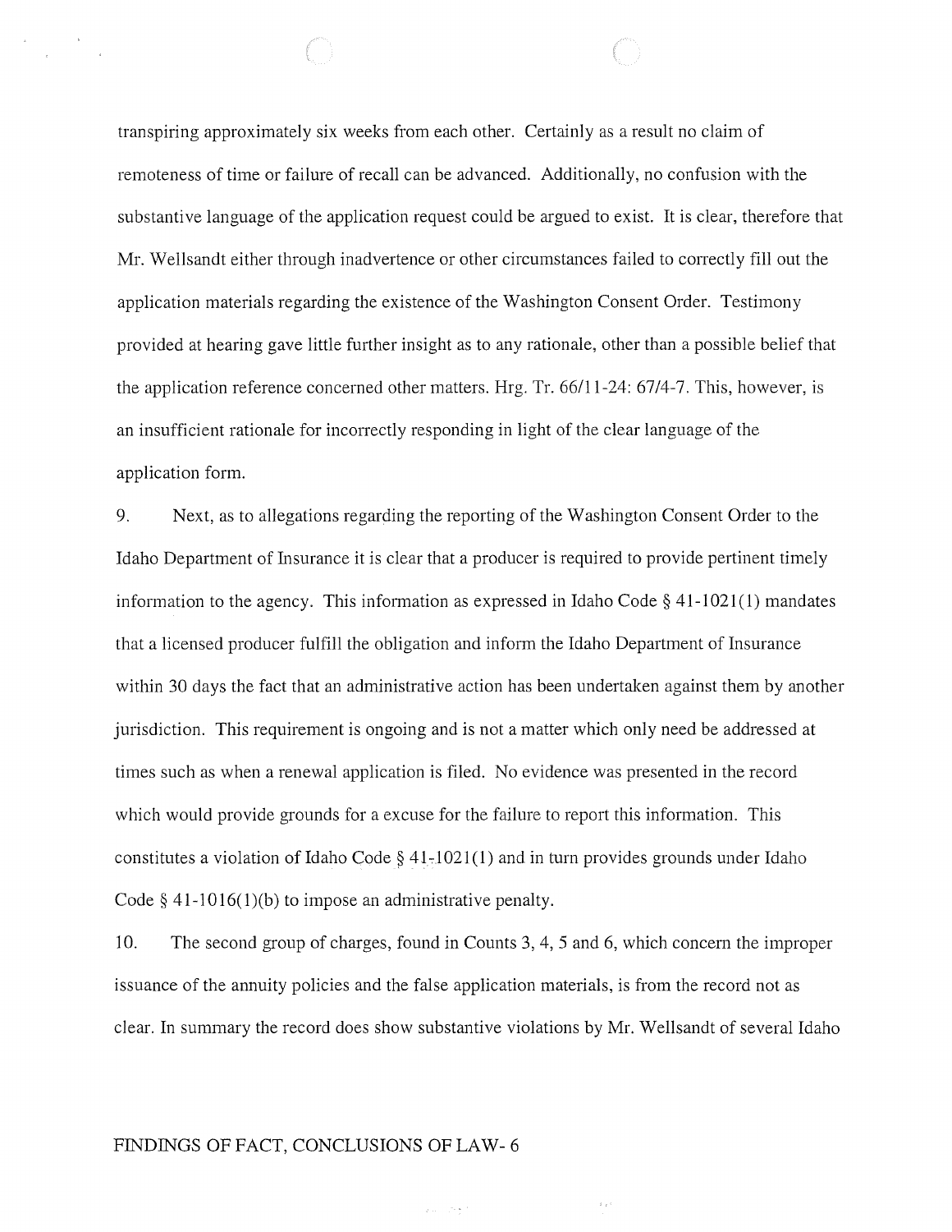transpiring approximately six weeks from each other. Certainly as a result no claim of remoteness of time or failure of recall can be advanced. Additionally, no confusion with the substantive language of the application request could be argued to exist. It is clear, therefore that Mr. Wellsandt either through inadvertence or other circumstances failed to correctly fill out the application materials regarding the existence of the Washington Consent Order. Testimony provided at hearing gave little further insight as to any rationale, other than a possible belief that the application reference concerned other matters. Hrg. Tr. 66/11-24: 67/4-7. This, however, is an insufficient rationale for incorrectly responding in light of the clear language of the application form.

9. Next, as to allegations regarding the reporting of the Washington Consent Order to the Idaho Department of Insurance it is clear that a producer is required to provide pertinent timely information to the agency. This information as expressed in Idaho Code § 41-1021(1) mandates that a licensed producer fulfill the obligation and inform the Idaho Department of Insurance within 30 days the fact that an administrative action has been undertaken against them by another jurisdiction. This requirement is ongoing and is not a matter which only need be addressed at times such as when a renewal application is filed. No evidence was presented in the record which would provide grounds for a excuse for the failure to report this information. This constitutes a violation of Idaho Code § 41-1021(1) and in turn provides grounds under Idaho Code § 41-1016(1)(b) to impose an administrative penalty.

10. The second group of charges, found in Counts 3, 4, 5 and 6, which concern the improper issuance of the annuity policies and the false application materials, is from the record not as clear. In summary the record does show substantive violations by Mr. Wellsandt of several Idaho

FINDINGS OF FACT, CONCLUSIONS OF LAW- 6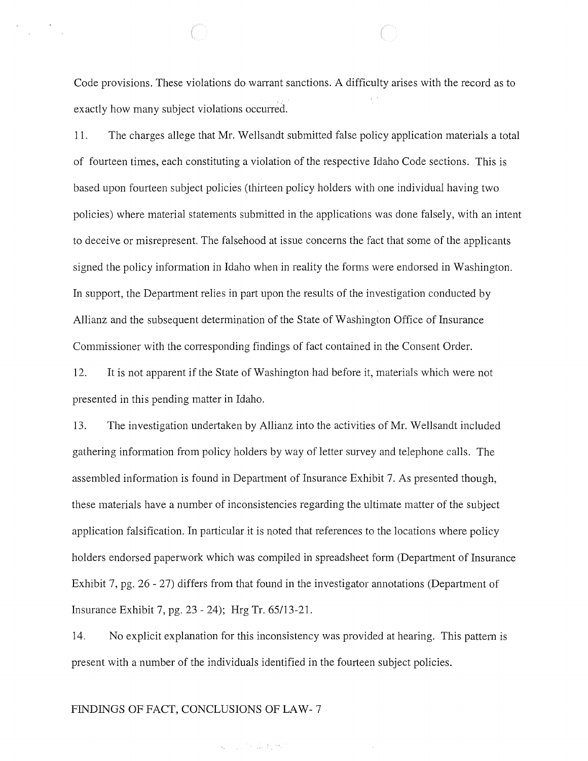Code provisions. These violations do warrant sanctions. A difficulty arises with the record as to exactly how many subject violations occurred.

11. The charges allege that Mr. Wellsandt submitted false policy application materials a total of fourteen times, each constituting a violation of the respective Idaho Code sections. This is based upon fourteen subject policies (thirteen policy holders with one individual having two policies) where material statements submitted in the applications was done falsely, with an intent to deceive or misrepresent. The falsehood at issue concerns the fact that some of the applicants signed the policy information in Idaho when in reality the forms were endorsed in Washington. In support, the Department relies in part upon the results of the investigation conducted by Allianz and the subsequent determination of the State of Washington Office of Insurance Commissioner with the corresponding findings of fact contained in the Consent Order.

12. It is not apparent if the State of Washington had before it, materials which were not presented in this pending matter in Idaho.

13. The investigation undertaken by Allianz into the activities of Mr. Wellsandt included gathering information from policy holders by way of letter survey and telephone calls. The assembled information is found in Department of Insurance Exhibit 7. As presented though, these materials have a number of inconsistencies regarding the ultimate matter of the subject application falsification. In particular it is noted that references to the locations where policy holders endorsed paperwork which was compiled in spreadsheet form (Department of Insurance Exhibit 7, pg. 26 - 27) differs from that found in the investigator annotations (Department of Insurance Exhibit 7, pg. 23 - 24); Hrg Tr. 65/13-21.

14. No explicit explanation for this inconsistency was provided at hearing. This pattern is present with a number of the individuals identified in the fourteen subject policies.

FINDINGS OF FACT, CONCLUSIONS OF LAW- 7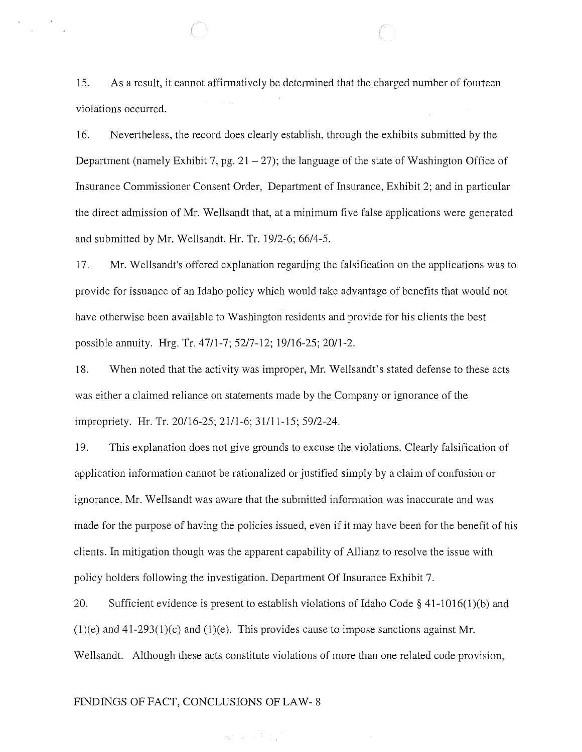15. As a result, it cannot affirmatively be determined that the charged number of fourteen violations occurred.

16. Nevertheless, the record does clearly establish, through the exhibits submitted by the Department (namely Exhibit 7, pg. 21 – 27); the language of the state of Washington Office of Insurance Commissioner Consent Order, Department of Insurance, Exhibit 2; and in particular the direct admission of Mr. Wellsandt that, at a minimum five false applications were generated and submitted by Mr. Wellsandt. Hr. Tr. 19/2-6; 66/4-5.

17. Mr. Wellsandt's offered explanation regarding the falsification on the applications was to provide for issuance of an Idaho policy which would take advantage of benefits that would not have otherwise been available to Washington residents and provide for his clients the best possible annuity. Hrg. Tr. 47/1-7; 52/7-12; 19/16-25; 20/1-2.

18. When noted that the activity was improper, Mr. Wellsandt's stated defense to these acts was either a claimed reliance on statements made by the Company or ignorance of the impropriety. Hr. Tr. 20/16-25; 21/1-6; 31/11-15; 59/2-24.

19. This explanation does not give grounds to excuse the violations. Clearly falsification of application information cannot be rationalized or justified simply by a claim of confusion or ignorance. Mr. Wellsandt was aware that the submitted information was inaccurate and was made for the purpose of having the policies issued, even if it may have been for the benefit of his clients. In mitigation though was the apparent capability of Allianz to resolve the issue with policy holders following the investigation. Department Of Insurance Exhibit 7.

20. Sufficient evidence is present to establish violations of Idaho Code § 41-1016(1)(b) and (1)(e) and 41-293(1)(c) and (1)(e). This provides cause to impose sanctions against Mr. Wellsandt. Although these acts constitute violations of more than one related code provision,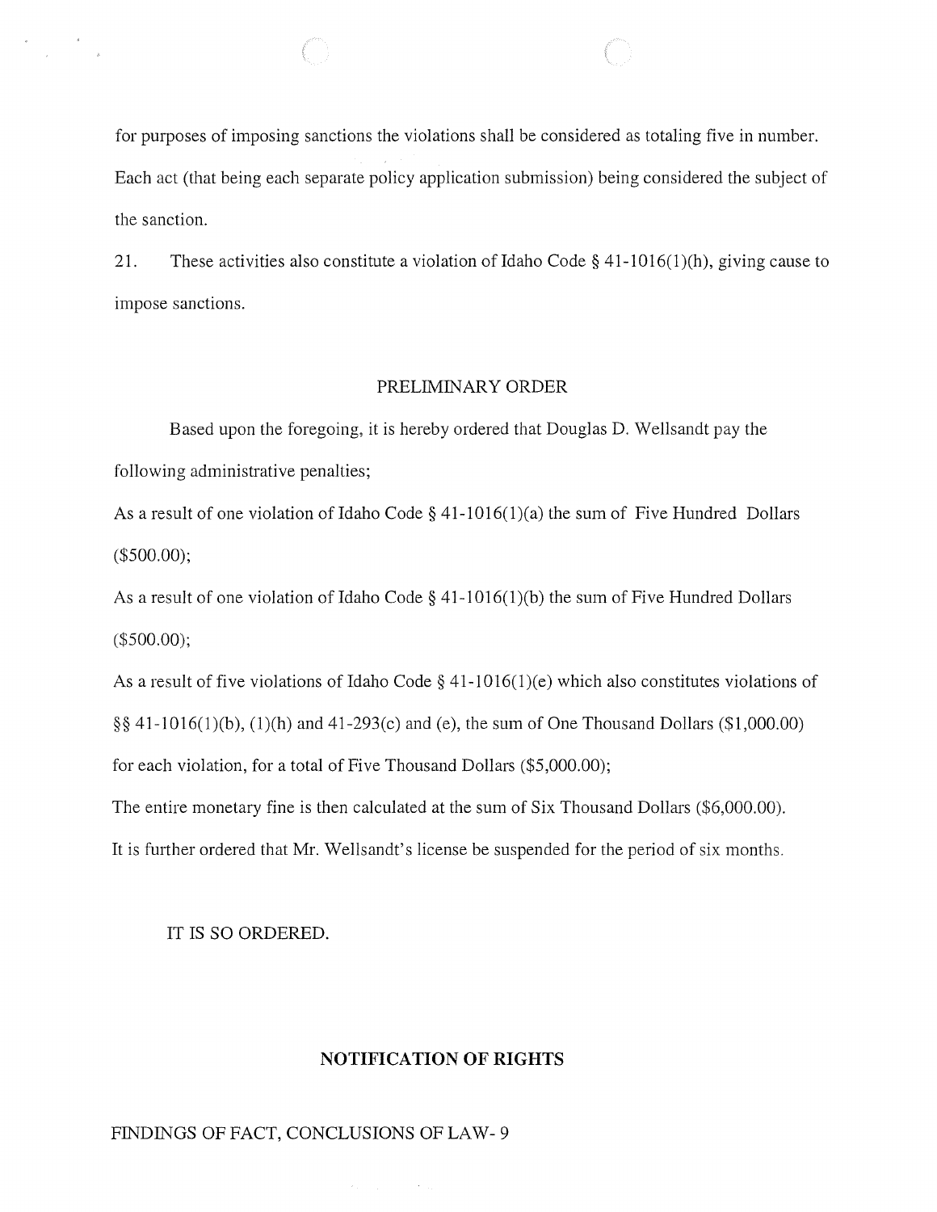for purposes of imposing sanctions the violations shall be considered as totaling five in number. Each act (that being each separate policy application submission) being considered the subject of the sanction.

21. These activities also constitute a violation of Idaho Code § 41-1016(1)(h), giving cause to impose sanctions.

## PRELIMINARY ORDER

Based upon the foregoing, it is hereby ordered that Douglas D. Wellsandt pay the following administrative penalties;

As a result of one violation of Idaho Code § 41-1016(1)(a) the sum of Five Hundred Dollars ($500.00);

As a result of one violation of Idaho Code § 41-1016(1)(b) the sum of Five Hundred Dollars ($500.00);

As a result of five violations of Idaho Code § 41-1016(1)(e) which also constitutes violations of §§ 41-1016(1)(b), (1)(h) and 41-293(c) and (e), the sum of One Thousand Dollars ($1,000.00) for each violation, for a total of Five Thousand Dollars ($5,000.00);

The entire monetary fine is then calculated at the sum of Six Thousand Dollars ($6,000.00).

It is further ordered that Mr. Wellsandt's license be suspended for the period of six months.

IT IS SO ORDERED.

## NOTIFICATION OF RIGHTS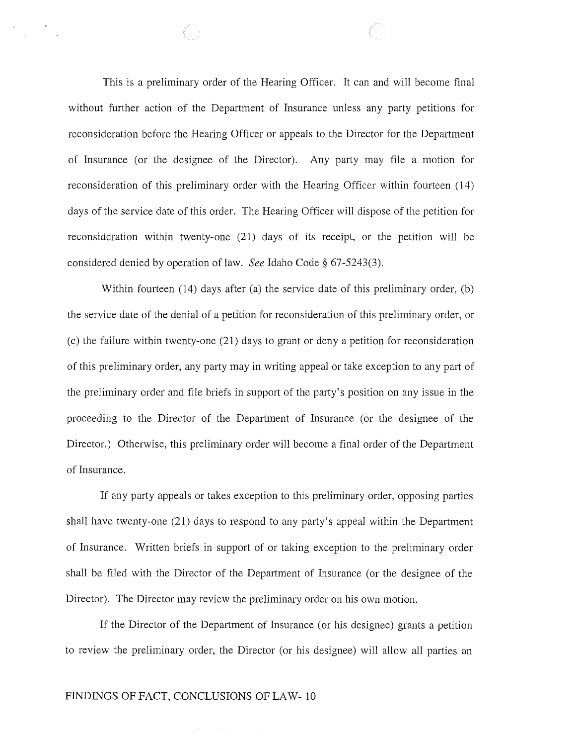This is a preliminary order of the Hearing Officer. It can and will become final without further action of the Department of Insurance unless any party petitions for reconsideration before the Hearing Officer or appeals to the Director for the Department of Insurance (or the designee of the Director). Any party may file a motion for reconsideration of this preliminary order with the Hearing Officer within fourteen (14) days of the service date of this order. The Hearing Officer will dispose of the petition for reconsideration within twenty-one (21) days of its receipt, or the petition will be considered denied by operation of law. *See* Idaho Code § 67-5243(3).

Within fourteen (14) days after (a) the service date of this preliminary order, (b) the service date of the denial of a petition for reconsideration of this preliminary order, or (c) the failure within twenty-one (21) days to grant or deny a petition for reconsideration of this preliminary order, any party may in writing appeal or take exception to any part of the preliminary order and file briefs in support of the party's position on any issue in the proceeding to the Director of the Department of Insurance (or the designee of the Director.) Otherwise, this preliminary order will become a final order of the Department of Insurance.

If any party appeals or takes exception to this preliminary order, opposing parties shall have twenty-one (21) days to respond to any party's appeal within the Department of Insurance. Written briefs in support of or taking exception to the preliminary order shall be filed with the Director of the Department of Insurance (or the designee of the Director). The Director may review the preliminary order on his own motion.

If the Director of the Department of Insurance (or his designee) grants a petition to review the preliminary order, the Director (or his designee) will allow all parties an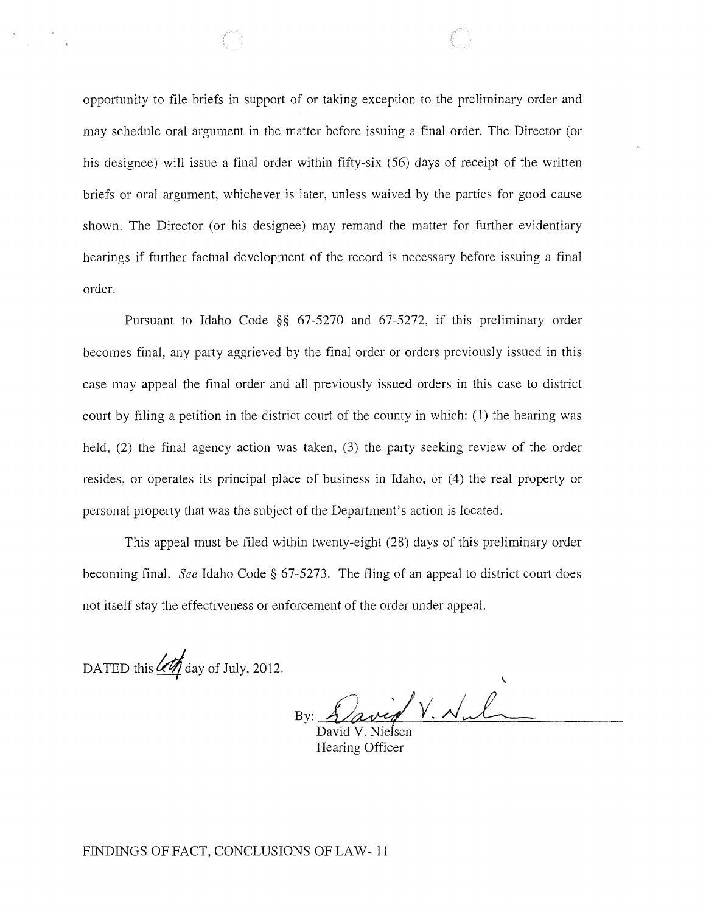opportunity to file briefs in support of or taking exception to the preliminary order and may schedule oral argument in the matter before issuing a final order. The Director (or his designee) will issue a final order within fifty-six (56) days of receipt of the written briefs or oral argument, whichever is later, unless waived by the parties for good cause shown. The Director (or his designee) may remand the matter for further evidentiary hearings if further factual development of the record is necessary before issuing a final order.

Pursuant to Idaho Code §§ 67-5270 and 67-5272, if this preliminary order becomes final, any party aggrieved by the final order or orders previously issued in this case may appeal the final order and all previously issued orders in this case to district court by filing a petition in the district court of the county in which: (1) the hearing was held, (2) the final agency action was taken, (3) the party seeking review of the order resides, or operates its principal place of business in Idaho, or (4) the real property or personal property that was the subject of the Department's action is located.

This appeal must be filed within twenty-eight (28) days of this preliminary order becoming final. *See* Idaho Code § 67-5273. The fling of an appeal to district court does not itself stay the effectiveness or enforcement of the order under appeal.

DATED this 6th day of July, 2012.

By: David V. Nielsen
David V. Nielsen
Hearing Officer

FINDINGS OF FACT, CONCLUSIONS OF LAW- 11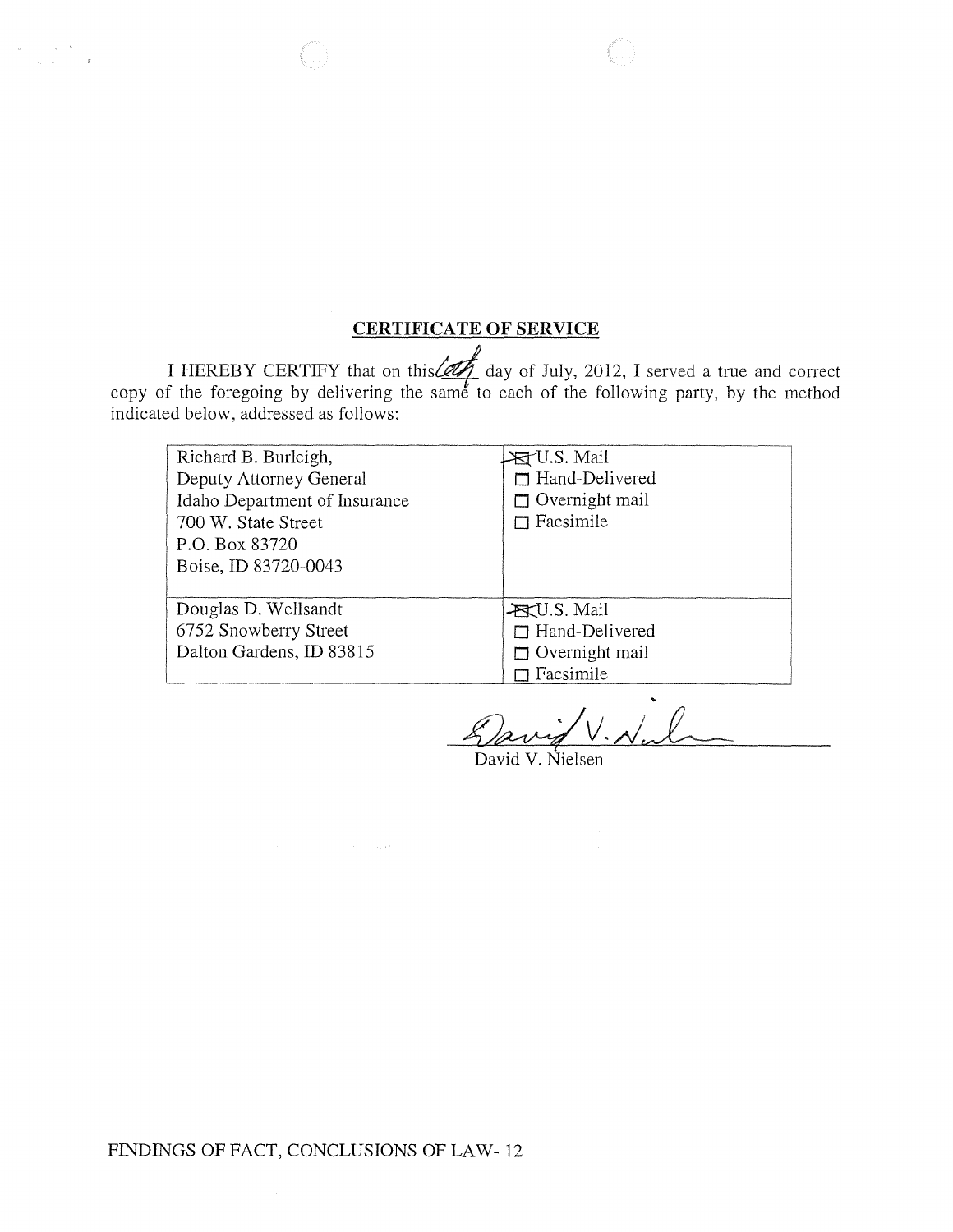## CERTIFICATE OF SERVICE

I HEREBY CERTIFY that on this 6th day of July, 2012, I served a true and correct copy of the foregoing by delivering the same to each of the following party, by the method indicated below, addressed as follows:

| | |
|---|---|
| Richard B. Burleigh,<br>Deputy Attorney General<br>Idaho Department of Insurance<br>700 W. State Street<br>P.O. Box 83720<br>Boise, ID 83720-0043 | ☒ U.S. Mail<br>☐ Hand-Delivered<br>☐ Overnight mail<br>☐ Facsimile |
| Douglas D. Wellsandt<br>6752 Snowberry Street<br>Dalton Gardens, ID 83815 | ☒ U.S. Mail<br>☐ Hand-Delivered<br>☐ Overnight mail<br>☐ Facsimile |

David V. Nielsen

FINDINGS OF FACT, CONCLUSIONS OF LAW- 12